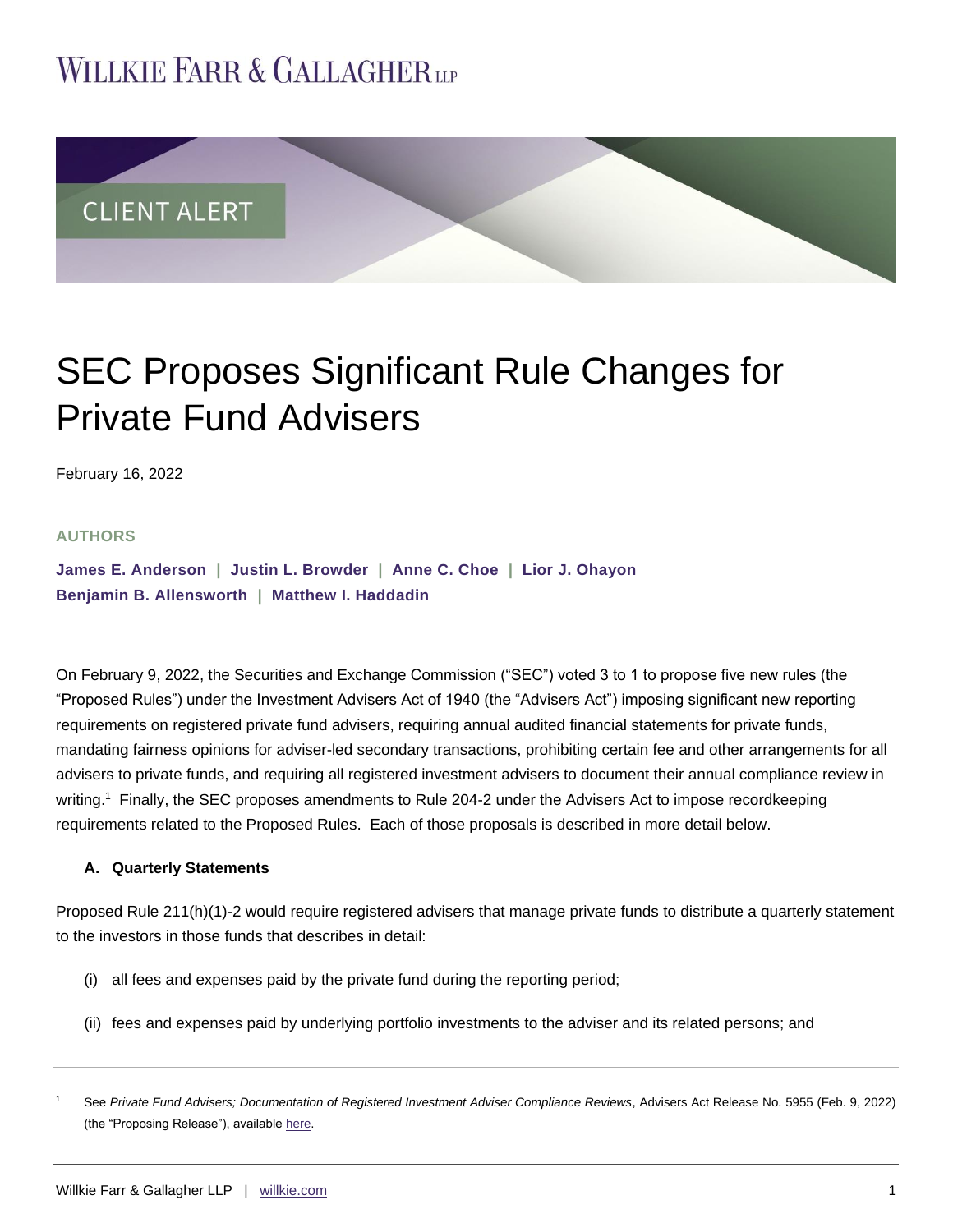WILLKIE FARR & GALLAGHER LLP

CLIENT ALERT

# SEC Proposes Significant Rule Changes for Private Fund Advisers

February 16, 2022

**AUTHORS**

**James E. Anderson | Justin L. Browder | Anne C. Choe | Lior J. Ohayon**
**Benjamin B. Allensworth | Matthew I. Haddadin**

---

On February 9, 2022, the Securities and Exchange Commission ("SEC") voted 3 to 1 to propose five new rules (the "Proposed Rules") under the Investment Advisers Act of 1940 (the "Advisers Act") imposing significant new reporting requirements on registered private fund advisers, requiring annual audited financial statements for private funds, mandating fairness opinions for adviser-led secondary transactions, prohibiting certain fee and other arrangements for all advisers to private funds, and requiring all registered investment advisers to document their annual compliance review in writing.[1] Finally, the SEC proposes amendments to Rule 204-2 under the Advisers Act to impose recordkeeping requirements related to the Proposed Rules. Each of those proposals is described in more detail below.

**A. Quarterly Statements**

Proposed Rule 211(h)(1)-2 would require registered advisers that manage private funds to distribute a quarterly statement to the investors in those funds that describes in detail:

(i) all fees and expenses paid by the private fund during the reporting period;

(ii) fees and expenses paid by underlying portfolio investments to the adviser and its related persons; and

---

[1] See *Private Fund Advisers; Documentation of Registered Investment Adviser Compliance Reviews*, Advisers Act Release No. 5955 (Feb. 9, 2022) (the "Proposing Release"), available here.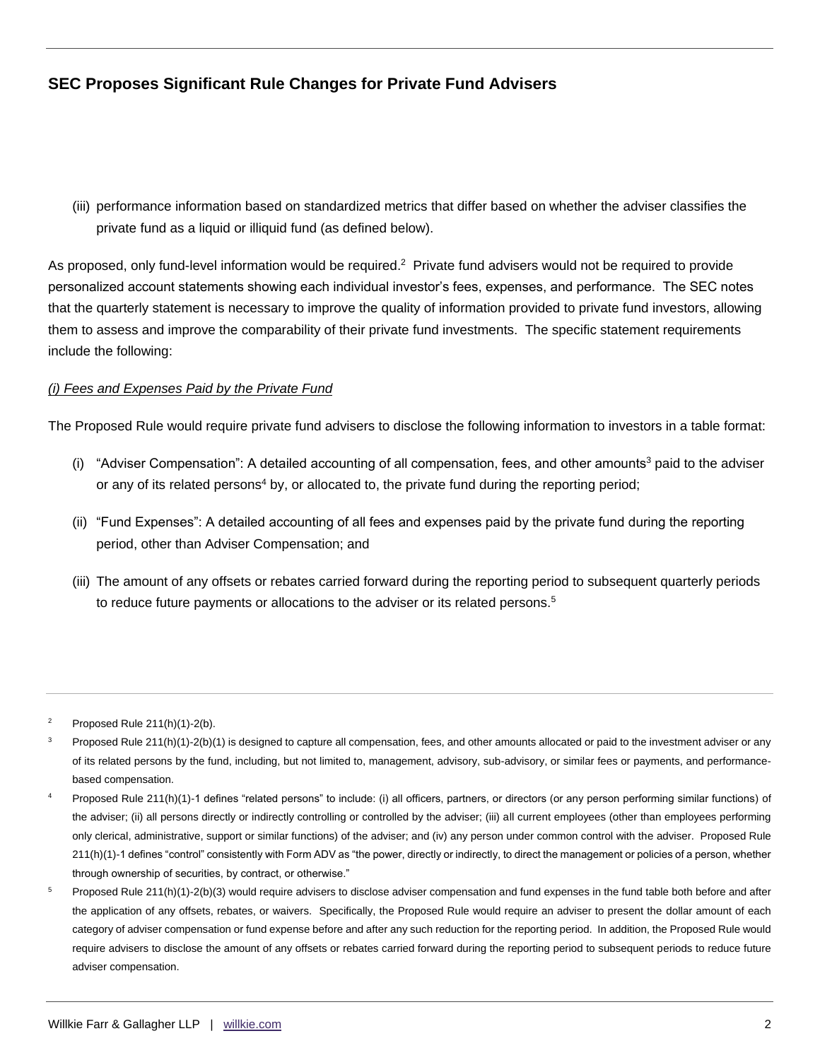(iii) performance information based on standardized metrics that differ based on whether the adviser classifies the private fund as a liquid or illiquid fund (as defined below).

As proposed, only fund-level information would be required.[2] Private fund advisers would not be required to provide personalized account statements showing each individual investor's fees, expenses, and performance. The SEC notes that the quarterly statement is necessary to improve the quality of information provided to private fund investors, allowing them to assess and improve the comparability of their private fund investments. The specific statement requirements include the following:

*(i) Fees and Expenses Paid by the Private Fund*

The Proposed Rule would require private fund advisers to disclose the following information to investors in a table format:

(i) "Adviser Compensation": A detailed accounting of all compensation, fees, and other amounts[3] paid to the adviser or any of its related persons[4] by, or allocated to, the private fund during the reporting period;

(ii) "Fund Expenses": A detailed accounting of all fees and expenses paid by the private fund during the reporting period, other than Adviser Compensation; and

(iii) The amount of any offsets or rebates carried forward during the reporting period to subsequent quarterly periods to reduce future payments or allocations to the adviser or its related persons.[5]

---

[2] Proposed Rule 211(h)(1)-2(b).

[3] Proposed Rule 211(h)(1)-2(b)(1) is designed to capture all compensation, fees, and other amounts allocated or paid to the investment adviser or any of its related persons by the fund, including, but not limited to, management, advisory, sub-advisory, or similar fees or payments, and performance-based compensation.

[4] Proposed Rule 211(h)(1)-1 defines "related persons" to include: (i) all officers, partners, or directors (or any person performing similar functions) of the adviser; (ii) all persons directly or indirectly controlling or controlled by the adviser; (iii) all current employees (other than employees performing only clerical, administrative, support or similar functions) of the adviser; and (iv) any person under common control with the adviser. Proposed Rule 211(h)(1)-1 defines "control" consistently with Form ADV as "the power, directly or indirectly, to direct the management or policies of a person, whether through ownership of securities, by contract, or otherwise."

[5] Proposed Rule 211(h)(1)-2(b)(3) would require advisers to disclose adviser compensation and fund expenses in the fund table both before and after the application of any offsets, rebates, or waivers. Specifically, the Proposed Rule would require an adviser to present the dollar amount of each category of adviser compensation or fund expense before and after any such reduction for the reporting period. In addition, the Proposed Rule would require advisers to disclose the amount of any offsets or rebates carried forward during the reporting period to subsequent periods to reduce future adviser compensation.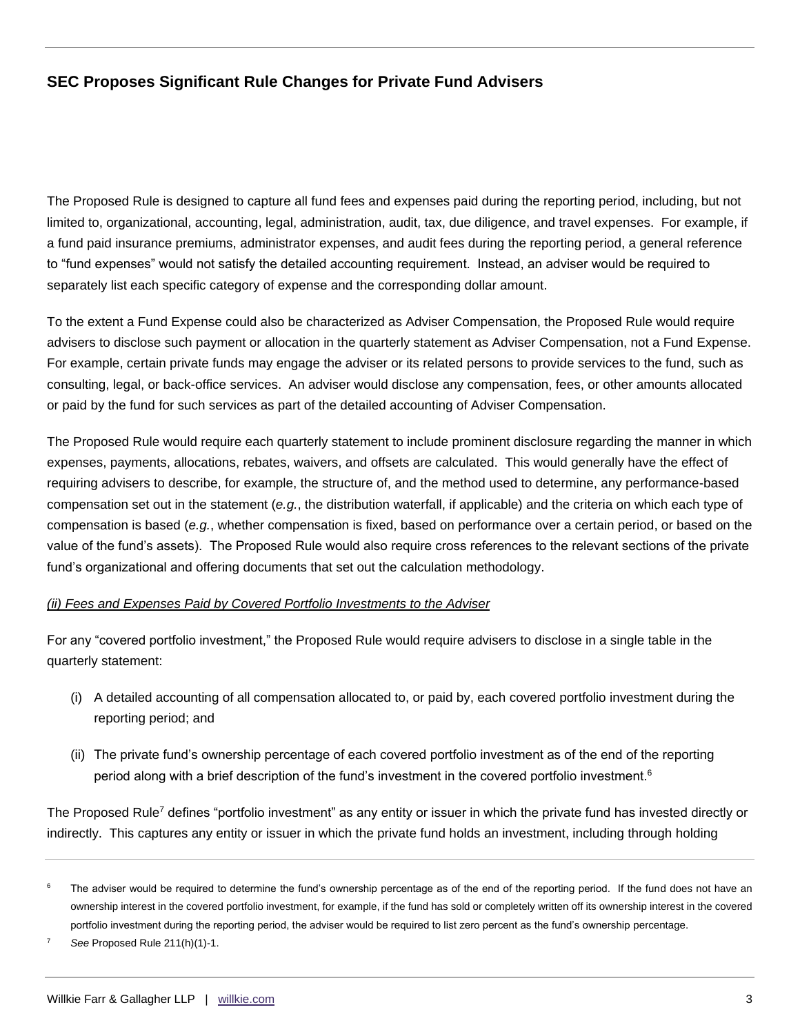The Proposed Rule is designed to capture all fund fees and expenses paid during the reporting period, including, but not limited to, organizational, accounting, legal, administration, audit, tax, due diligence, and travel expenses. For example, if a fund paid insurance premiums, administrator expenses, and audit fees during the reporting period, a general reference to "fund expenses" would not satisfy the detailed accounting requirement. Instead, an adviser would be required to separately list each specific category of expense and the corresponding dollar amount.

To the extent a Fund Expense could also be characterized as Adviser Compensation, the Proposed Rule would require advisers to disclose such payment or allocation in the quarterly statement as Adviser Compensation, not a Fund Expense. For example, certain private funds may engage the adviser or its related persons to provide services to the fund, such as consulting, legal, or back-office services. An adviser would disclose any compensation, fees, or other amounts allocated or paid by the fund for such services as part of the detailed accounting of Adviser Compensation.

The Proposed Rule would require each quarterly statement to include prominent disclosure regarding the manner in which expenses, payments, allocations, rebates, waivers, and offsets are calculated. This would generally have the effect of requiring advisers to describe, for example, the structure of, and the method used to determine, any performance-based compensation set out in the statement (*e.g.*, the distribution waterfall, if applicable) and the criteria on which each type of compensation is based (*e.g.*, whether compensation is fixed, based on performance over a certain period, or based on the value of the fund's assets). The Proposed Rule would also require cross references to the relevant sections of the private fund's organizational and offering documents that set out the calculation methodology.

*(ii) Fees and Expenses Paid by Covered Portfolio Investments to the Adviser*

For any "covered portfolio investment," the Proposed Rule would require advisers to disclose in a single table in the quarterly statement:

(i) A detailed accounting of all compensation allocated to, or paid by, each covered portfolio investment during the reporting period; and

(ii) The private fund's ownership percentage of each covered portfolio investment as of the end of the reporting period along with a brief description of the fund's investment in the covered portfolio investment.[6]

The Proposed Rule[7] defines "portfolio investment" as any entity or issuer in which the private fund has invested directly or indirectly. This captures any entity or issuer in which the private fund holds an investment, including through holding

---

[6] The adviser would be required to determine the fund's ownership percentage as of the end of the reporting period. If the fund does not have an ownership interest in the covered portfolio investment, for example, if the fund has sold or completely written off its ownership interest in the covered portfolio investment during the reporting period, the adviser would be required to list zero percent as the fund's ownership percentage.

[7] *See* Proposed Rule 211(h)(1)-1.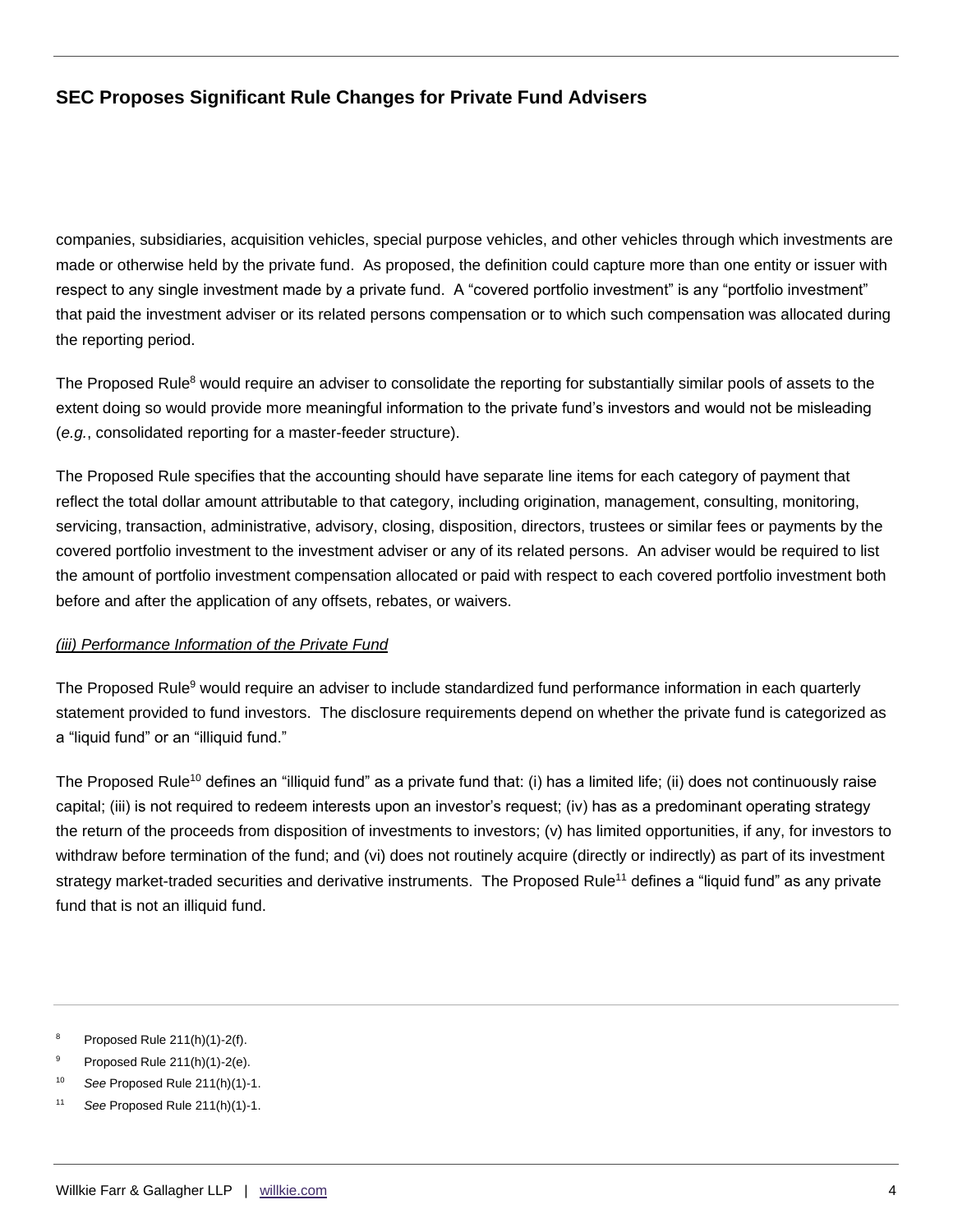companies, subsidiaries, acquisition vehicles, special purpose vehicles, and other vehicles through which investments are made or otherwise held by the private fund. As proposed, the definition could capture more than one entity or issuer with respect to any single investment made by a private fund. A "covered portfolio investment" is any "portfolio investment" that paid the investment adviser or its related persons compensation or to which such compensation was allocated during the reporting period.

The Proposed Rule[8] would require an adviser to consolidate the reporting for substantially similar pools of assets to the extent doing so would provide more meaningful information to the private fund's investors and would not be misleading (*e.g.*, consolidated reporting for a master-feeder structure).

The Proposed Rule specifies that the accounting should have separate line items for each category of payment that reflect the total dollar amount attributable to that category, including origination, management, consulting, monitoring, servicing, transaction, administrative, advisory, closing, disposition, directors, trustees or similar fees or payments by the covered portfolio investment to the investment adviser or any of its related persons. An adviser would be required to list the amount of portfolio investment compensation allocated or paid with respect to each covered portfolio investment both before and after the application of any offsets, rebates, or waivers.

*(iii) Performance Information of the Private Fund*

The Proposed Rule[9] would require an adviser to include standardized fund performance information in each quarterly statement provided to fund investors. The disclosure requirements depend on whether the private fund is categorized as a "liquid fund" or an "illiquid fund."

The Proposed Rule[10] defines an "illiquid fund" as a private fund that: (i) has a limited life; (ii) does not continuously raise capital; (iii) is not required to redeem interests upon an investor's request; (iv) has as a predominant operating strategy the return of the proceeds from disposition of investments to investors; (v) has limited opportunities, if any, for investors to withdraw before termination of the fund; and (vi) does not routinely acquire (directly or indirectly) as part of its investment strategy market-traded securities and derivative instruments. The Proposed Rule[11] defines a "liquid fund" as any private fund that is not an illiquid fund.

---

[8] Proposed Rule 211(h)(1)-2(f).

[9] Proposed Rule 211(h)(1)-2(e).

[10] *See* Proposed Rule 211(h)(1)-1.

[11] *See* Proposed Rule 211(h)(1)-1.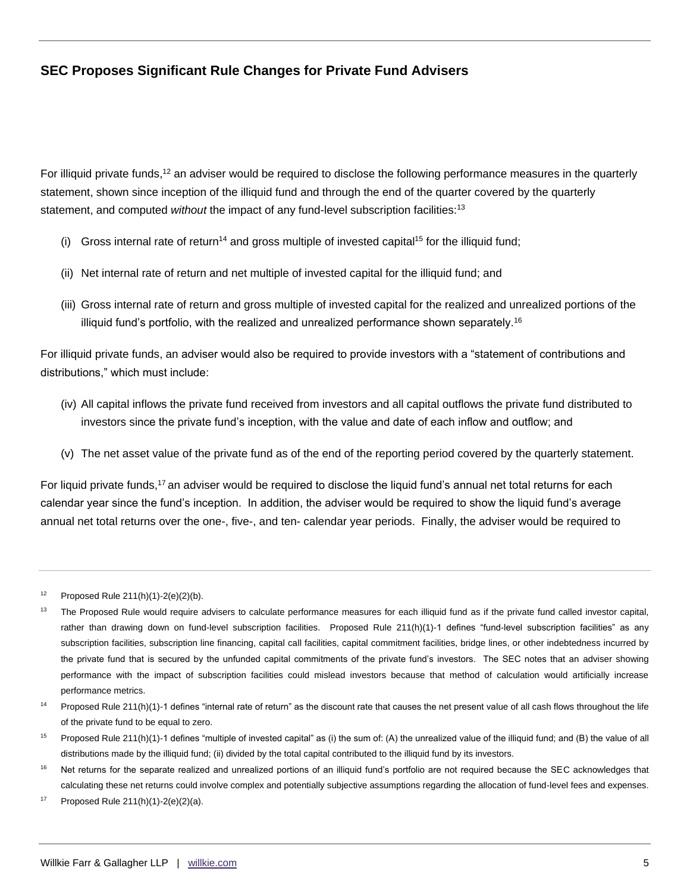For illiquid private funds,[12] an adviser would be required to disclose the following performance measures in the quarterly statement, shown since inception of the illiquid fund and through the end of the quarter covered by the quarterly statement, and computed *without* the impact of any fund-level subscription facilities:[13]

(i) Gross internal rate of return[14] and gross multiple of invested capital[15] for the illiquid fund;

(ii) Net internal rate of return and net multiple of invested capital for the illiquid fund; and

(iii) Gross internal rate of return and gross multiple of invested capital for the realized and unrealized portions of the illiquid fund's portfolio, with the realized and unrealized performance shown separately.[16]

For illiquid private funds, an adviser would also be required to provide investors with a "statement of contributions and distributions," which must include:

(iv) All capital inflows the private fund received from investors and all capital outflows the private fund distributed to investors since the private fund's inception, with the value and date of each inflow and outflow; and

(v) The net asset value of the private fund as of the end of the reporting period covered by the quarterly statement.

For liquid private funds,[17] an adviser would be required to disclose the liquid fund's annual net total returns for each calendar year since the fund's inception. In addition, the adviser would be required to show the liquid fund's average annual net total returns over the one-, five-, and ten- calendar year periods. Finally, the adviser would be required to

---

[12] Proposed Rule 211(h)(1)-2(e)(2)(b).

[13] The Proposed Rule would require advisers to calculate performance measures for each illiquid fund as if the private fund called investor capital, rather than drawing down on fund-level subscription facilities. Proposed Rule 211(h)(1)-1 defines "fund-level subscription facilities" as any subscription facilities, subscription line financing, capital call facilities, capital commitment facilities, bridge lines, or other indebtedness incurred by the private fund that is secured by the unfunded capital commitments of the private fund's investors. The SEC notes that an adviser showing performance with the impact of subscription facilities could mislead investors because that method of calculation would artificially increase performance metrics.

[14] Proposed Rule 211(h)(1)-1 defines "internal rate of return" as the discount rate that causes the net present value of all cash flows throughout the life of the private fund to be equal to zero.

[15] Proposed Rule 211(h)(1)-1 defines "multiple of invested capital" as (i) the sum of: (A) the unrealized value of the illiquid fund; and (B) the value of all distributions made by the illiquid fund; (ii) divided by the total capital contributed to the illiquid fund by its investors.

[16] Net returns for the separate realized and unrealized portions of an illiquid fund's portfolio are not required because the SEC acknowledges that calculating these net returns could involve complex and potentially subjective assumptions regarding the allocation of fund-level fees and expenses.

[17] Proposed Rule 211(h)(1)-2(e)(2)(a).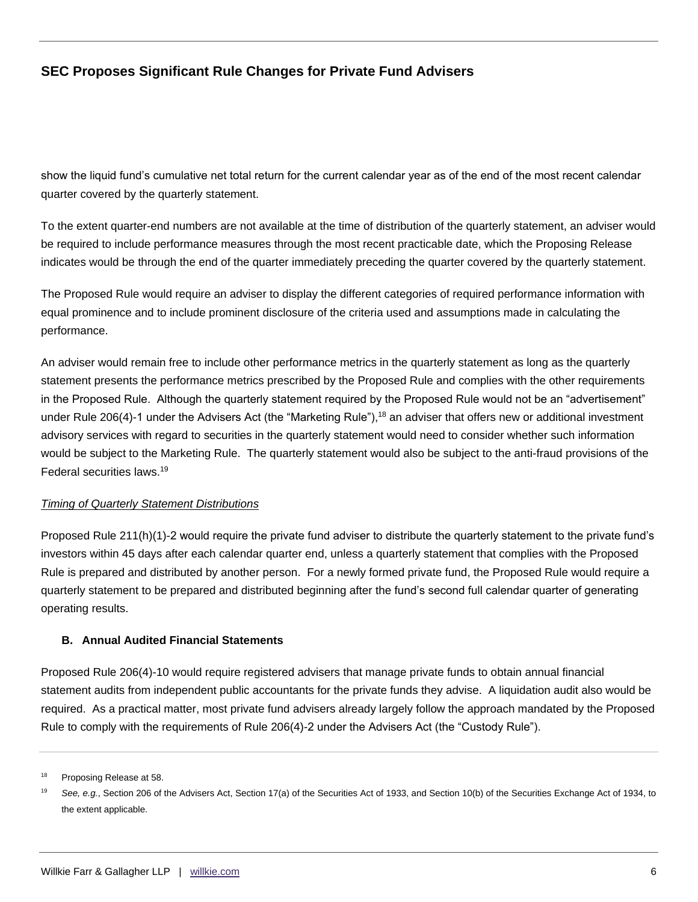show the liquid fund's cumulative net total return for the current calendar year as of the end of the most recent calendar quarter covered by the quarterly statement.

To the extent quarter-end numbers are not available at the time of distribution of the quarterly statement, an adviser would be required to include performance measures through the most recent practicable date, which the Proposing Release indicates would be through the end of the quarter immediately preceding the quarter covered by the quarterly statement.

The Proposed Rule would require an adviser to display the different categories of required performance information with equal prominence and to include prominent disclosure of the criteria used and assumptions made in calculating the performance.

An adviser would remain free to include other performance metrics in the quarterly statement as long as the quarterly statement presents the performance metrics prescribed by the Proposed Rule and complies with the other requirements in the Proposed Rule. Although the quarterly statement required by the Proposed Rule would not be an "advertisement" under Rule 206(4)-1 under the Advisers Act (the "Marketing Rule"),[18] an adviser that offers new or additional investment advisory services with regard to securities in the quarterly statement would need to consider whether such information would be subject to the Marketing Rule. The quarterly statement would also be subject to the anti-fraud provisions of the Federal securities laws.[19]

*Timing of Quarterly Statement Distributions*

Proposed Rule 211(h)(1)-2 would require the private fund adviser to distribute the quarterly statement to the private fund's investors within 45 days after each calendar quarter end, unless a quarterly statement that complies with the Proposed Rule is prepared and distributed by another person. For a newly formed private fund, the Proposed Rule would require a quarterly statement to be prepared and distributed beginning after the fund's second full calendar quarter of generating operating results.

### B. Annual Audited Financial Statements

Proposed Rule 206(4)-10 would require registered advisers that manage private funds to obtain annual financial statement audits from independent public accountants for the private funds they advise. A liquidation audit also would be required. As a practical matter, most private fund advisers already largely follow the approach mandated by the Proposed Rule to comply with the requirements of Rule 206(4)-2 under the Advisers Act (the "Custody Rule").

---

[18] Proposing Release at 58.

[19] *See, e.g.*, Section 206 of the Advisers Act, Section 17(a) of the Securities Act of 1933, and Section 10(b) of the Securities Exchange Act of 1934, to the extent applicable.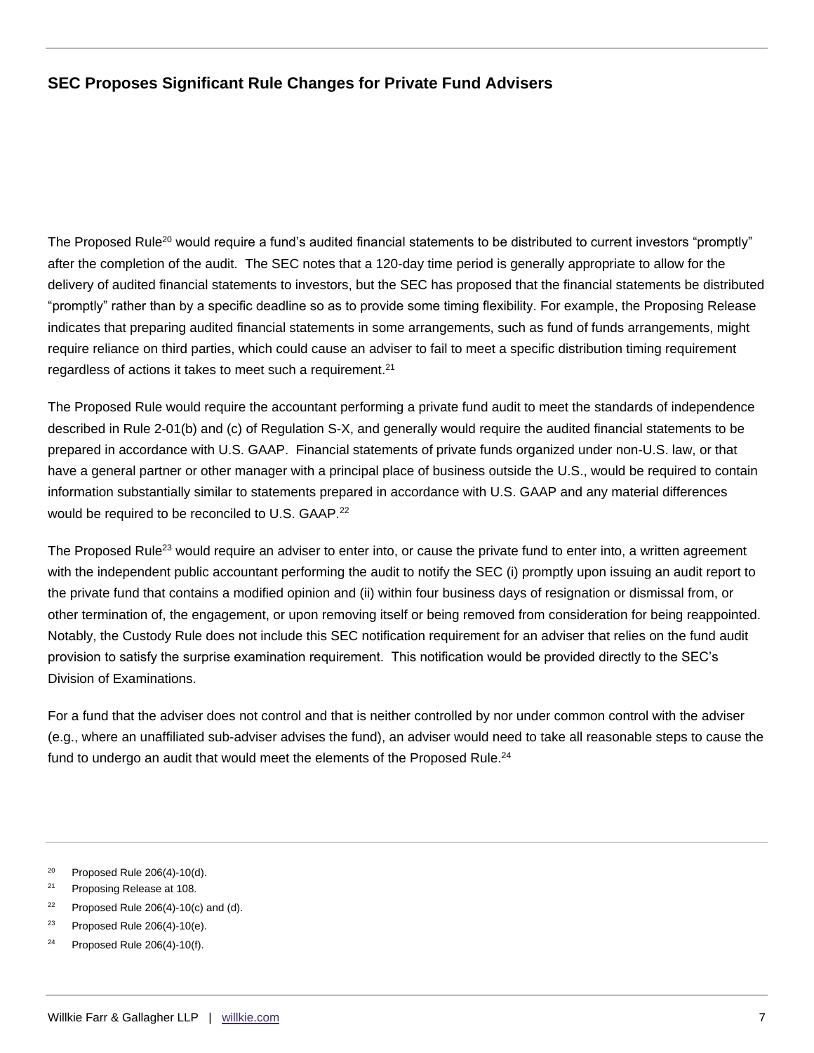The Proposed Rule[20] would require a fund's audited financial statements to be distributed to current investors "promptly" after the completion of the audit. The SEC notes that a 120-day time period is generally appropriate to allow for the delivery of audited financial statements to investors, but the SEC has proposed that the financial statements be distributed "promptly" rather than by a specific deadline so as to provide some timing flexibility. For example, the Proposing Release indicates that preparing audited financial statements in some arrangements, such as fund of funds arrangements, might require reliance on third parties, which could cause an adviser to fail to meet a specific distribution timing requirement regardless of actions it takes to meet such a requirement.[21]

The Proposed Rule would require the accountant performing a private fund audit to meet the standards of independence described in Rule 2-01(b) and (c) of Regulation S-X, and generally would require the audited financial statements to be prepared in accordance with U.S. GAAP. Financial statements of private funds organized under non-U.S. law, or that have a general partner or other manager with a principal place of business outside the U.S., would be required to contain information substantially similar to statements prepared in accordance with U.S. GAAP and any material differences would be required to be reconciled to U.S. GAAP.[22]

The Proposed Rule[23] would require an adviser to enter into, or cause the private fund to enter into, a written agreement with the independent public accountant performing the audit to notify the SEC (i) promptly upon issuing an audit report to the private fund that contains a modified opinion and (ii) within four business days of resignation or dismissal from, or other termination of, the engagement, or upon removing itself or being removed from consideration for being reappointed. Notably, the Custody Rule does not include this SEC notification requirement for an adviser that relies on the fund audit provision to satisfy the surprise examination requirement. This notification would be provided directly to the SEC's Division of Examinations.

For a fund that the adviser does not control and that is neither controlled by nor under common control with the adviser (e.g., where an unaffiliated sub-adviser advises the fund), an adviser would need to take all reasonable steps to cause the fund to undergo an audit that would meet the elements of the Proposed Rule.[24]

---

[20] Proposed Rule 206(4)-10(d).

[21] Proposing Release at 108.

[22] Proposed Rule 206(4)-10(c) and (d).

[23] Proposed Rule 206(4)-10(e).

[24] Proposed Rule 206(4)-10(f).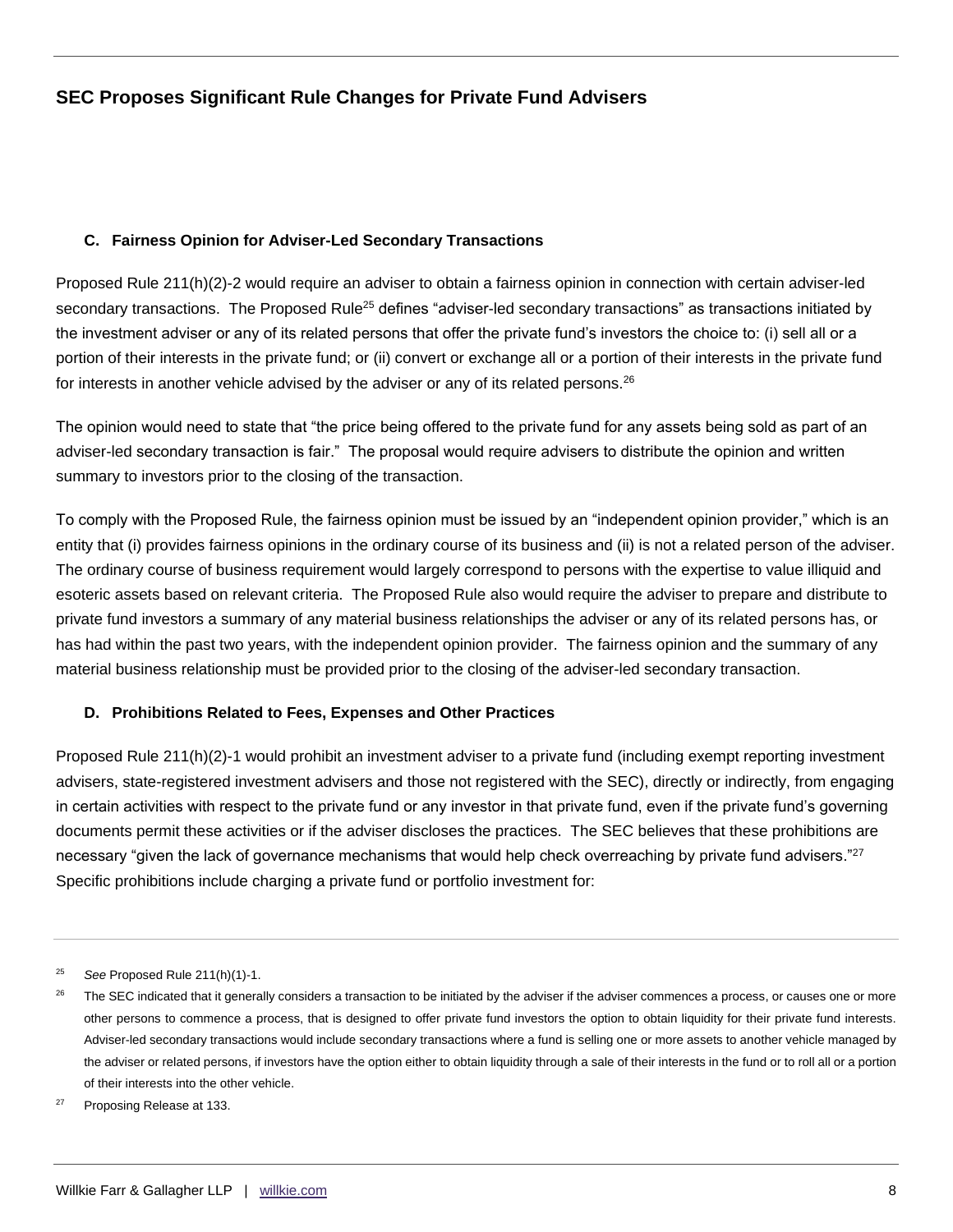### C. Fairness Opinion for Adviser-Led Secondary Transactions

Proposed Rule 211(h)(2)-2 would require an adviser to obtain a fairness opinion in connection with certain adviser-led secondary transactions. The Proposed Rule[25] defines "adviser-led secondary transactions" as transactions initiated by the investment adviser or any of its related persons that offer the private fund's investors the choice to: (i) sell all or a portion of their interests in the private fund; or (ii) convert or exchange all or a portion of their interests in the private fund for interests in another vehicle advised by the adviser or any of its related persons.[26]

The opinion would need to state that "the price being offered to the private fund for any assets being sold as part of an adviser-led secondary transaction is fair." The proposal would require advisers to distribute the opinion and written summary to investors prior to the closing of the transaction.

To comply with the Proposed Rule, the fairness opinion must be issued by an "independent opinion provider," which is an entity that (i) provides fairness opinions in the ordinary course of its business and (ii) is not a related person of the adviser. The ordinary course of business requirement would largely correspond to persons with the expertise to value illiquid and esoteric assets based on relevant criteria. The Proposed Rule also would require the adviser to prepare and distribute to private fund investors a summary of any material business relationships the adviser or any of its related persons has, or has had within the past two years, with the independent opinion provider. The fairness opinion and the summary of any material business relationship must be provided prior to the closing of the adviser-led secondary transaction.

### D. Prohibitions Related to Fees, Expenses and Other Practices

Proposed Rule 211(h)(2)-1 would prohibit an investment adviser to a private fund (including exempt reporting investment advisers, state-registered investment advisers and those not registered with the SEC), directly or indirectly, from engaging in certain activities with respect to the private fund or any investor in that private fund, even if the private fund's governing documents permit these activities or if the adviser discloses the practices. The SEC believes that these prohibitions are necessary "given the lack of governance mechanisms that would help check overreaching by private fund advisers."[27] Specific prohibitions include charging a private fund or portfolio investment for:

---

[25] *See* Proposed Rule 211(h)(1)-1.

[26] The SEC indicated that it generally considers a transaction to be initiated by the adviser if the adviser commences a process, or causes one or more other persons to commence a process, that is designed to offer private fund investors the option to obtain liquidity for their private fund interests. Adviser-led secondary transactions would include secondary transactions where a fund is selling one or more assets to another vehicle managed by the adviser or related persons, if investors have the option either to obtain liquidity through a sale of their interests in the fund or to roll all or a portion of their interests into the other vehicle.

[27] Proposing Release at 133.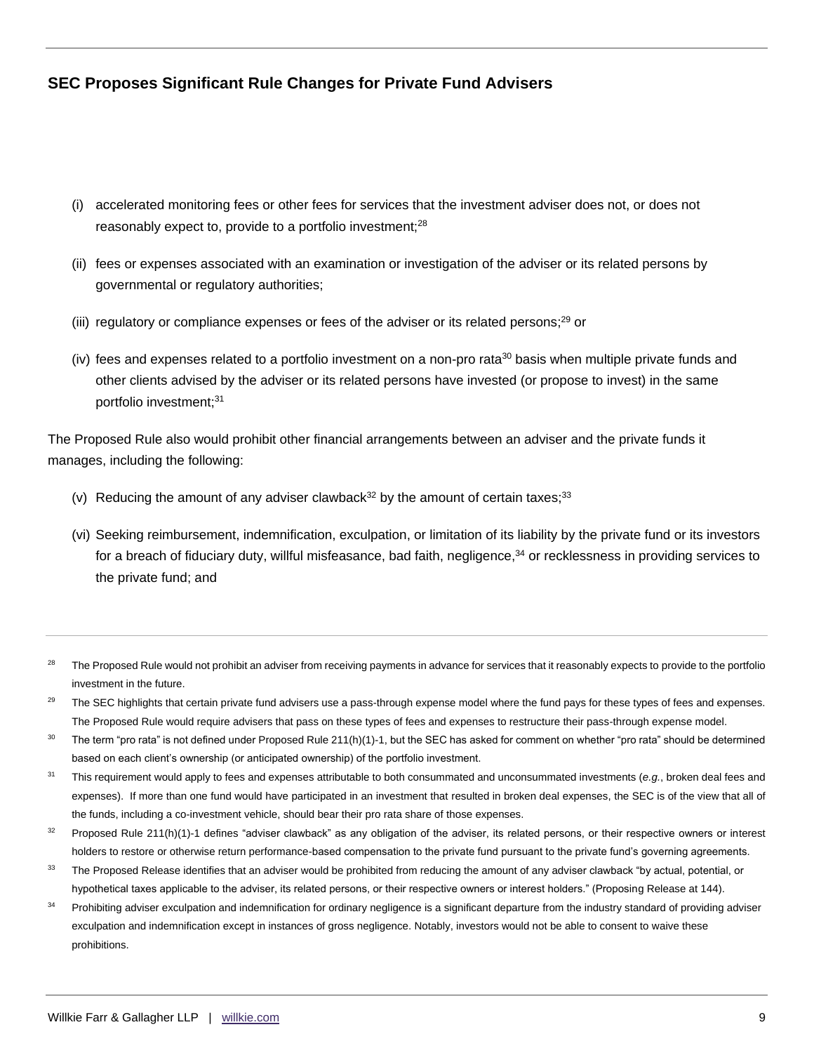(i) accelerated monitoring fees or other fees for services that the investment adviser does not, or does not reasonably expect to, provide to a portfolio investment;[28]

(ii) fees or expenses associated with an examination or investigation of the adviser or its related persons by governmental or regulatory authorities;

(iii) regulatory or compliance expenses or fees of the adviser or its related persons;[29] or

(iv) fees and expenses related to a portfolio investment on a non-pro rata[30] basis when multiple private funds and other clients advised by the adviser or its related persons have invested (or propose to invest) in the same portfolio investment;[31]

The Proposed Rule also would prohibit other financial arrangements between an adviser and the private funds it manages, including the following:

(v) Reducing the amount of any adviser clawback[32] by the amount of certain taxes;[33]

(vi) Seeking reimbursement, indemnification, exculpation, or limitation of its liability by the private fund or its investors for a breach of fiduciary duty, willful misfeasance, bad faith, negligence,[34] or recklessness in providing services to the private fund; and

---

[28] The Proposed Rule would not prohibit an adviser from receiving payments in advance for services that it reasonably expects to provide to the portfolio investment in the future.

[29] The SEC highlights that certain private fund advisers use a pass-through expense model where the fund pays for these types of fees and expenses. The Proposed Rule would require advisers that pass on these types of fees and expenses to restructure their pass-through expense model.

[30] The term "pro rata" is not defined under Proposed Rule 211(h)(1)-1, but the SEC has asked for comment on whether "pro rata" should be determined based on each client's ownership (or anticipated ownership) of the portfolio investment.

[31] This requirement would apply to fees and expenses attributable to both consummated and unconsummated investments (*e.g.*, broken deal fees and expenses). If more than one fund would have participated in an investment that resulted in broken deal expenses, the SEC is of the view that all of the funds, including a co-investment vehicle, should bear their pro rata share of those expenses.

[32] Proposed Rule 211(h)(1)-1 defines "adviser clawback" as any obligation of the adviser, its related persons, or their respective owners or interest holders to restore or otherwise return performance-based compensation to the private fund pursuant to the private fund's governing agreements.

[33] The Proposed Release identifies that an adviser would be prohibited from reducing the amount of any adviser clawback "by actual, potential, or hypothetical taxes applicable to the adviser, its related persons, or their respective owners or interest holders." (Proposing Release at 144).

[34] Prohibiting adviser exculpation and indemnification for ordinary negligence is a significant departure from the industry standard of providing adviser exculpation and indemnification except in instances of gross negligence. Notably, investors would not be able to consent to waive these prohibitions.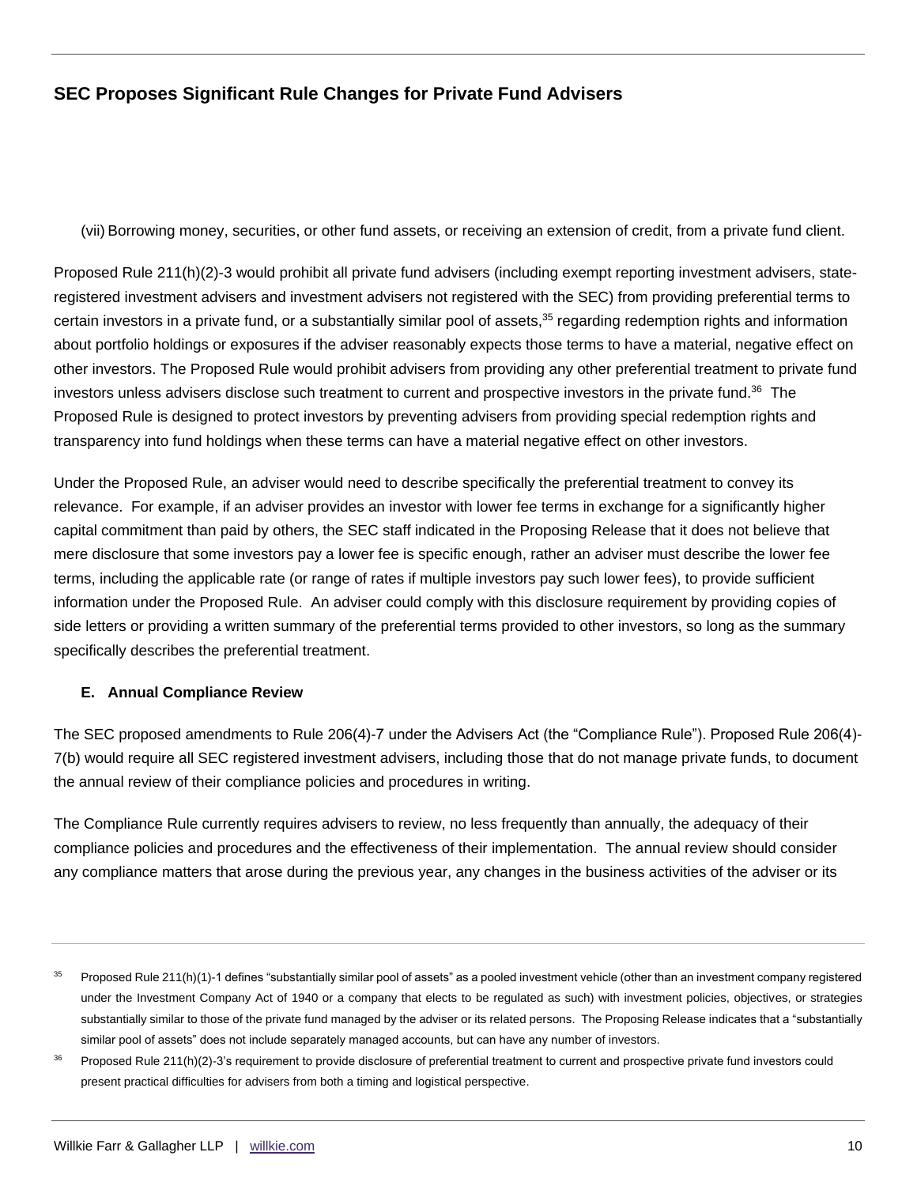(vii) Borrowing money, securities, or other fund assets, or receiving an extension of credit, from a private fund client.

Proposed Rule 211(h)(2)-3 would prohibit all private fund advisers (including exempt reporting investment advisers, state-registered investment advisers and investment advisers not registered with the SEC) from providing preferential terms to certain investors in a private fund, or a substantially similar pool of assets,[35] regarding redemption rights and information about portfolio holdings or exposures if the adviser reasonably expects those terms to have a material, negative effect on other investors. The Proposed Rule would prohibit advisers from providing any other preferential treatment to private fund investors unless advisers disclose such treatment to current and prospective investors in the private fund.[36] The Proposed Rule is designed to protect investors by preventing advisers from providing special redemption rights and transparency into fund holdings when these terms can have a material negative effect on other investors.

Under the Proposed Rule, an adviser would need to describe specifically the preferential treatment to convey its relevance. For example, if an adviser provides an investor with lower fee terms in exchange for a significantly higher capital commitment than paid by others, the SEC staff indicated in the Proposing Release that it does not believe that mere disclosure that some investors pay a lower fee is specific enough, rather an adviser must describe the lower fee terms, including the applicable rate (or range of rates if multiple investors pay such lower fees), to provide sufficient information under the Proposed Rule. An adviser could comply with this disclosure requirement by providing copies of side letters or providing a written summary of the preferential terms provided to other investors, so long as the summary specifically describes the preferential treatment.

### E. Annual Compliance Review

The SEC proposed amendments to Rule 206(4)-7 under the Advisers Act (the "Compliance Rule"). Proposed Rule 206(4)-7(b) would require all SEC registered investment advisers, including those that do not manage private funds, to document the annual review of their compliance policies and procedures in writing.

The Compliance Rule currently requires advisers to review, no less frequently than annually, the adequacy of their compliance policies and procedures and the effectiveness of their implementation. The annual review should consider any compliance matters that arose during the previous year, any changes in the business activities of the adviser or its

---

[35] Proposed Rule 211(h)(1)-1 defines "substantially similar pool of assets" as a pooled investment vehicle (other than an investment company registered under the Investment Company Act of 1940 or a company that elects to be regulated as such) with investment policies, objectives, or strategies substantially similar to those of the private fund managed by the adviser or its related persons. The Proposing Release indicates that a "substantially similar pool of assets" does not include separately managed accounts, but can have any number of investors.

[36] Proposed Rule 211(h)(2)-3's requirement to provide disclosure of preferential treatment to current and prospective private fund investors could present practical difficulties for advisers from both a timing and logistical perspective.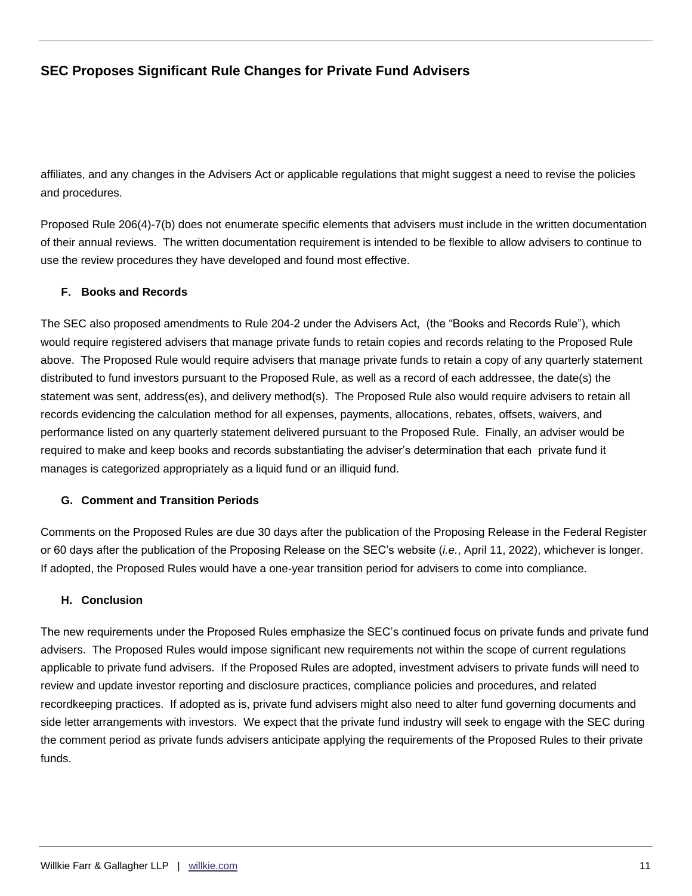affiliates, and any changes in the Advisers Act or applicable regulations that might suggest a need to revise the policies and procedures.

Proposed Rule 206(4)-7(b) does not enumerate specific elements that advisers must include in the written documentation of their annual reviews. The written documentation requirement is intended to be flexible to allow advisers to continue to use the review procedures they have developed and found most effective.

### F. Books and Records

The SEC also proposed amendments to Rule 204-2 under the Advisers Act, (the "Books and Records Rule"), which would require registered advisers that manage private funds to retain copies and records relating to the Proposed Rule above. The Proposed Rule would require advisers that manage private funds to retain a copy of any quarterly statement distributed to fund investors pursuant to the Proposed Rule, as well as a record of each addressee, the date(s) the statement was sent, address(es), and delivery method(s). The Proposed Rule also would require advisers to retain all records evidencing the calculation method for all expenses, payments, allocations, rebates, offsets, waivers, and performance listed on any quarterly statement delivered pursuant to the Proposed Rule. Finally, an adviser would be required to make and keep books and records substantiating the adviser's determination that each private fund it manages is categorized appropriately as a liquid fund or an illiquid fund.

### G. Comment and Transition Periods

Comments on the Proposed Rules are due 30 days after the publication of the Proposing Release in the Federal Register or 60 days after the publication of the Proposing Release on the SEC's website (*i.e.*, April 11, 2022), whichever is longer. If adopted, the Proposed Rules would have a one-year transition period for advisers to come into compliance.

### H. Conclusion

The new requirements under the Proposed Rules emphasize the SEC's continued focus on private funds and private fund advisers. The Proposed Rules would impose significant new requirements not within the scope of current regulations applicable to private fund advisers. If the Proposed Rules are adopted, investment advisers to private funds will need to review and update investor reporting and disclosure practices, compliance policies and procedures, and related recordkeeping practices. If adopted as is, private fund advisers might also need to alter fund governing documents and side letter arrangements with investors. We expect that the private fund industry will seek to engage with the SEC during the comment period as private funds advisers anticipate applying the requirements of the Proposed Rules to their private funds.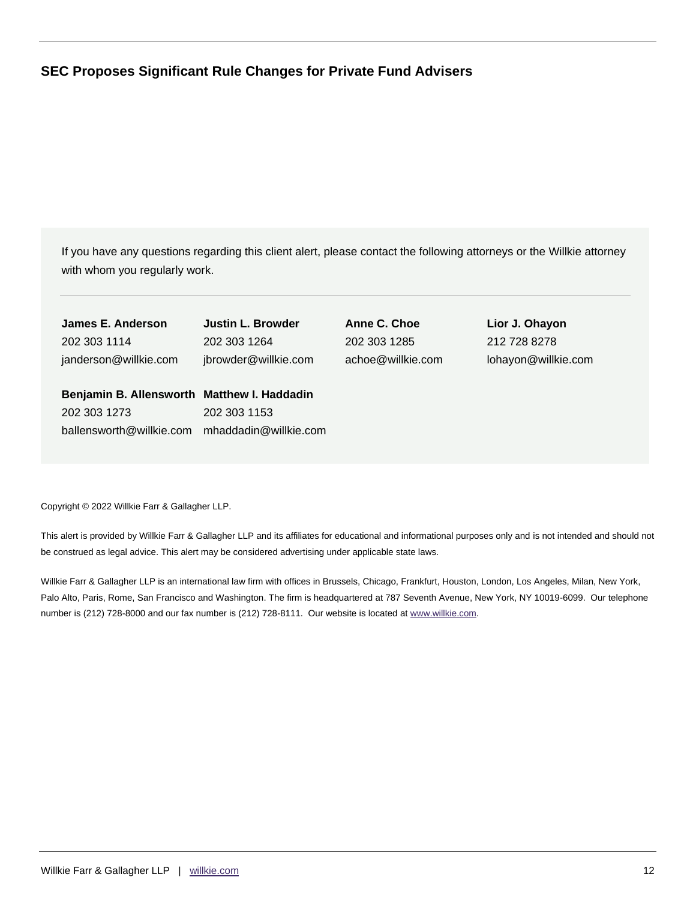If you have any questions regarding this client alert, please contact the following attorneys or the Willkie attorney with whom you regularly work.

| | | | |
|---|---|---|---|
| **James E. Anderson**<br>202 303 1114<br>janderson@willkie.com | **Justin L. Browder**<br>202 303 1264<br>jbrowder@willkie.com | **Anne C. Choe**<br>202 303 1285<br>achoe@willkie.com | **Lior J. Ohayon**<br>212 728 8278<br>lohayon@willkie.com |
| **Benjamin B. Allensworth**<br>202 303 1273<br>ballensworth@willkie.com | **Matthew I. Haddadin**<br>202 303 1153<br>mhaddadin@willkie.com | | |

Copyright © 2022 Willkie Farr & Gallagher LLP.

This alert is provided by Willkie Farr & Gallagher LLP and its affiliates for educational and informational purposes only and is not intended and should not be construed as legal advice. This alert may be considered advertising under applicable state laws.

Willkie Farr & Gallagher LLP is an international law firm with offices in Brussels, Chicago, Frankfurt, Houston, London, Los Angeles, Milan, New York, Palo Alto, Paris, Rome, San Francisco and Washington. The firm is headquartered at 787 Seventh Avenue, New York, NY 10019-6099. Our telephone number is (212) 728-8000 and our fax number is (212) 728-8111. Our website is located at www.willkie.com.